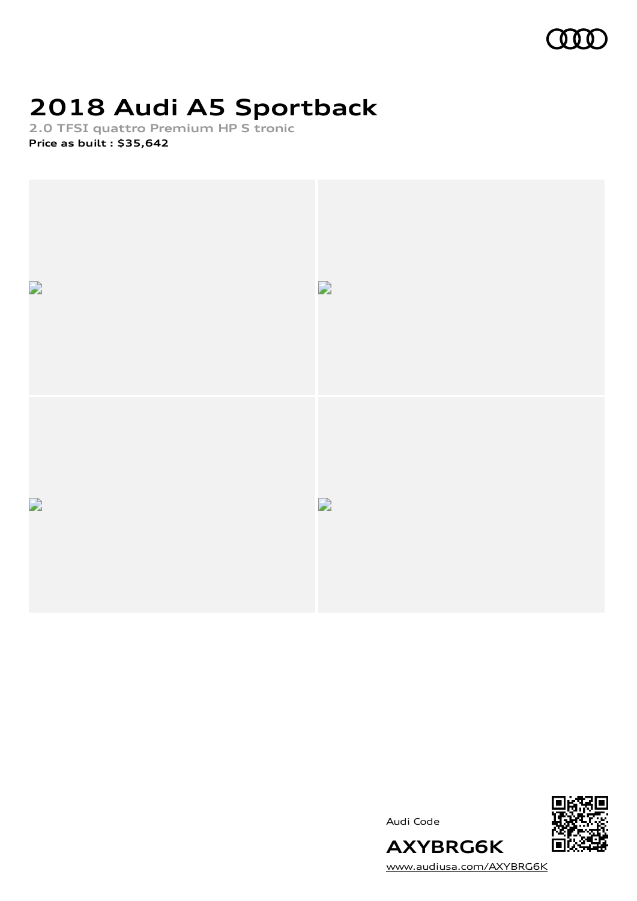# 2018 Audi A5 Sportback

**2.0 TFSI quattro Premium HP S tronic**

**Price as built : $35,642**

Audi Code

**AXYBRG6K**

www.audiusa.com/AXYBRG6K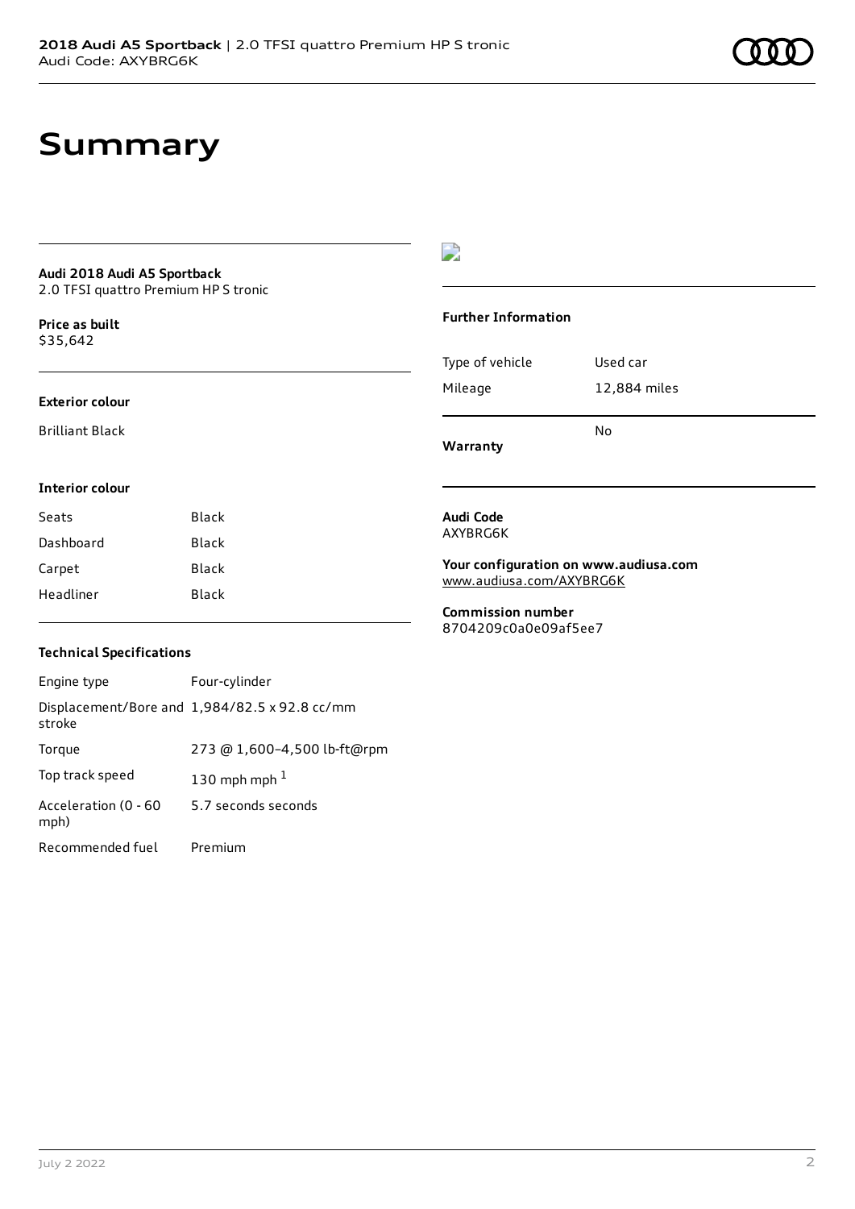# Summary

**Audi 2018 Audi A5 Sportback**
2.0 TFSI quattro Premium HP S tronic

**Price as built**
$35,642

**Exterior colour**

Brilliant Black

**Interior colour**

| Seats | Black |
|---|---|
| Dashboard | Black |
| Carpet | Black |
| Headliner | Black |

**Technical Specifications**

| Engine type | Four-cylinder |
|---|---|
| Displacement/Bore and stroke | 1,984/82.5 x 92.8 cc/mm |
| Torque | 273 @ 1,600–4,500 lb-ft@rpm |
| Top track speed | 130 mph mph [1] |
| Acceleration (0 - 60 mph) | 5.7 seconds seconds |
| Recommended fuel | Premium |

**Further Information**

| Type of vehicle | Used car |
|---|---|
| Mileage | 12,884 miles |
| **Warranty** | No |

**Audi Code**
AXYBRG6K

**Your configuration on www.audiusa.com**
www.audiusa.com/AXYBRG6K

**Commission number**
8704209c0a0e09af5ee7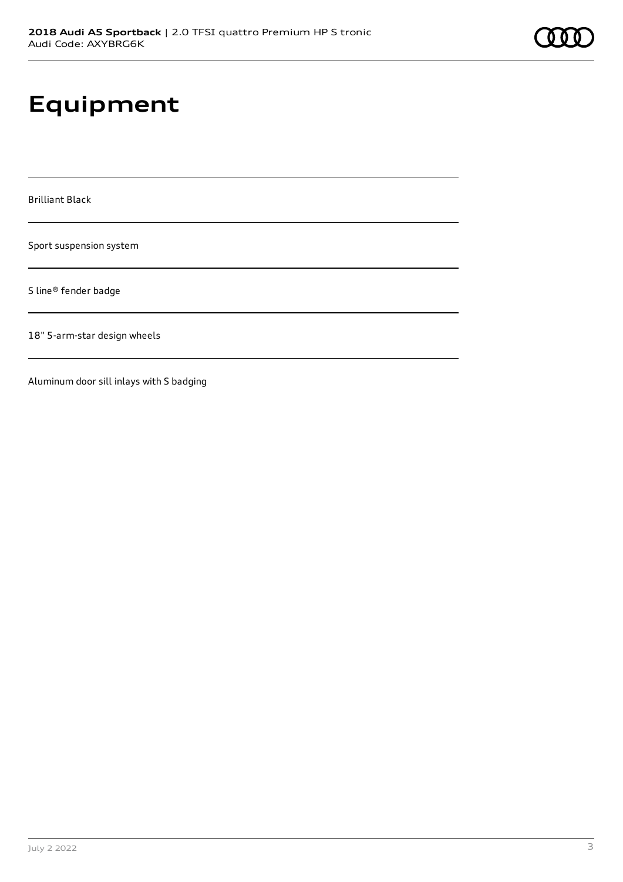# Equipment

Brilliant Black

Sport suspension system

S line® fender badge

18" 5-arm-star design wheels

Aluminum door sill inlays with S badging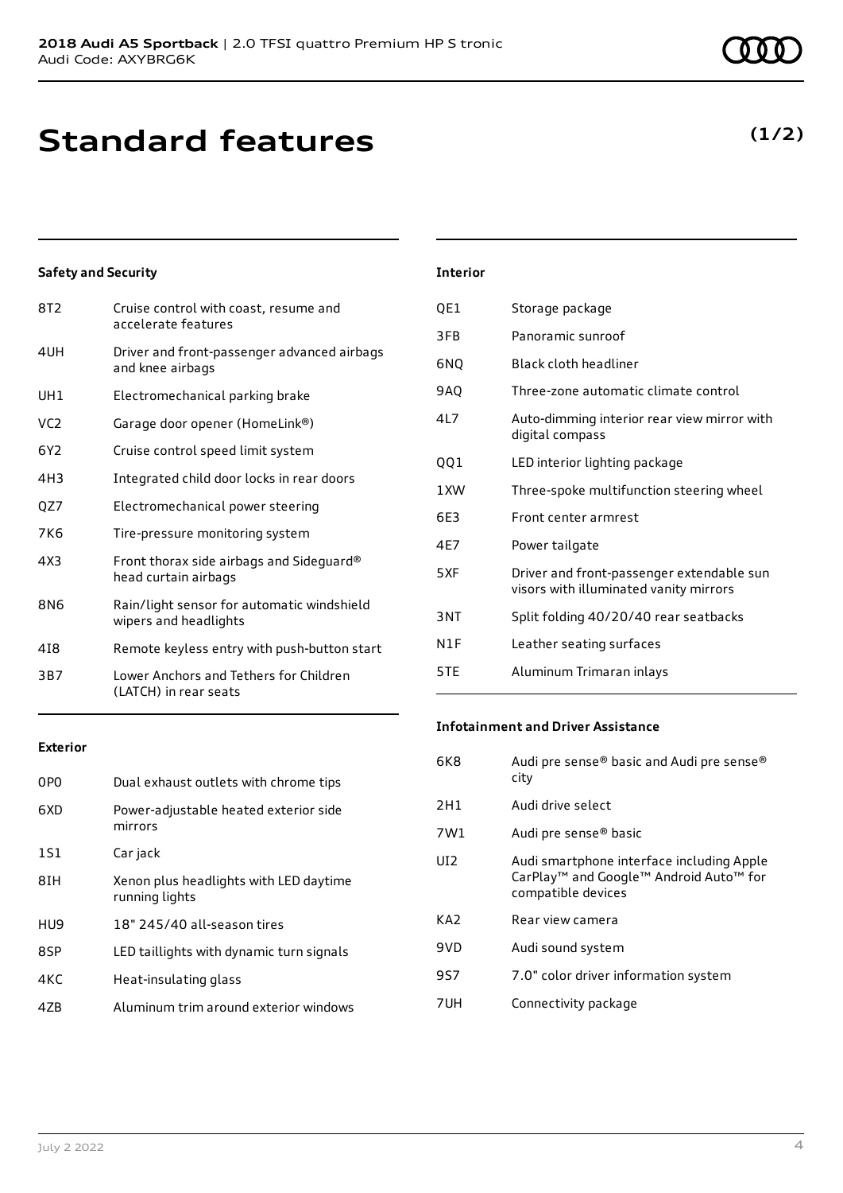# Standard features

**(1/2)**

### Safety and Security

| | |
|---|---|
| 8T2 | Cruise control with coast, resume and accelerate features |
| 4UH | Driver and front-passenger advanced airbags and knee airbags |
| UH1 | Electromechanical parking brake |
| VC2 | Garage door opener (HomeLink®) |
| 6Y2 | Cruise control speed limit system |
| 4H3 | Integrated child door locks in rear doors |
| QZ7 | Electromechanical power steering |
| 7K6 | Tire-pressure monitoring system |
| 4X3 | Front thorax side airbags and Sideguard® head curtain airbags |
| 8N6 | Rain/light sensor for automatic windshield wipers and headlights |
| 4I8 | Remote keyless entry with push-button start |
| 3B7 | Lower Anchors and Tethers for Children (LATCH) in rear seats |

### Exterior

| | |
|---|---|
| 0P0 | Dual exhaust outlets with chrome tips |
| 6XD | Power-adjustable heated exterior side mirrors |
| 1S1 | Car jack |
| 8IH | Xenon plus headlights with LED daytime running lights |
| HU9 | 18" 245/40 all-season tires |
| 8SP | LED taillights with dynamic turn signals |
| 4KC | Heat-insulating glass |
| 4ZB | Aluminum trim around exterior windows |

### Interior

| | |
|---|---|
| QE1 | Storage package |
| 3FB | Panoramic sunroof |
| 6NQ | Black cloth headliner |
| 9AQ | Three-zone automatic climate control |
| 4L7 | Auto-dimming interior rear view mirror with digital compass |
| QQ1 | LED interior lighting package |
| 1XW | Three-spoke multifunction steering wheel |
| 6E3 | Front center armrest |
| 4E7 | Power tailgate |
| 5XF | Driver and front-passenger extendable sun visors with illuminated vanity mirrors |
| 3NT | Split folding 40/20/40 rear seatbacks |
| N1F | Leather seating surfaces |
| 5TE | Aluminum Trimaran inlays |

### Infotainment and Driver Assistance

| | |
|---|---|
| 6K8 | Audi pre sense® basic and Audi pre sense® city |
| 2H1 | Audi drive select |
| 7W1 | Audi pre sense® basic |
| UI2 | Audi smartphone interface including Apple CarPlay™ and Google™ Android Auto™ for compatible devices |
| KA2 | Rear view camera |
| 9VD | Audi sound system |
| 9S7 | 7.0" color driver information system |
| 7UH | Connectivity package |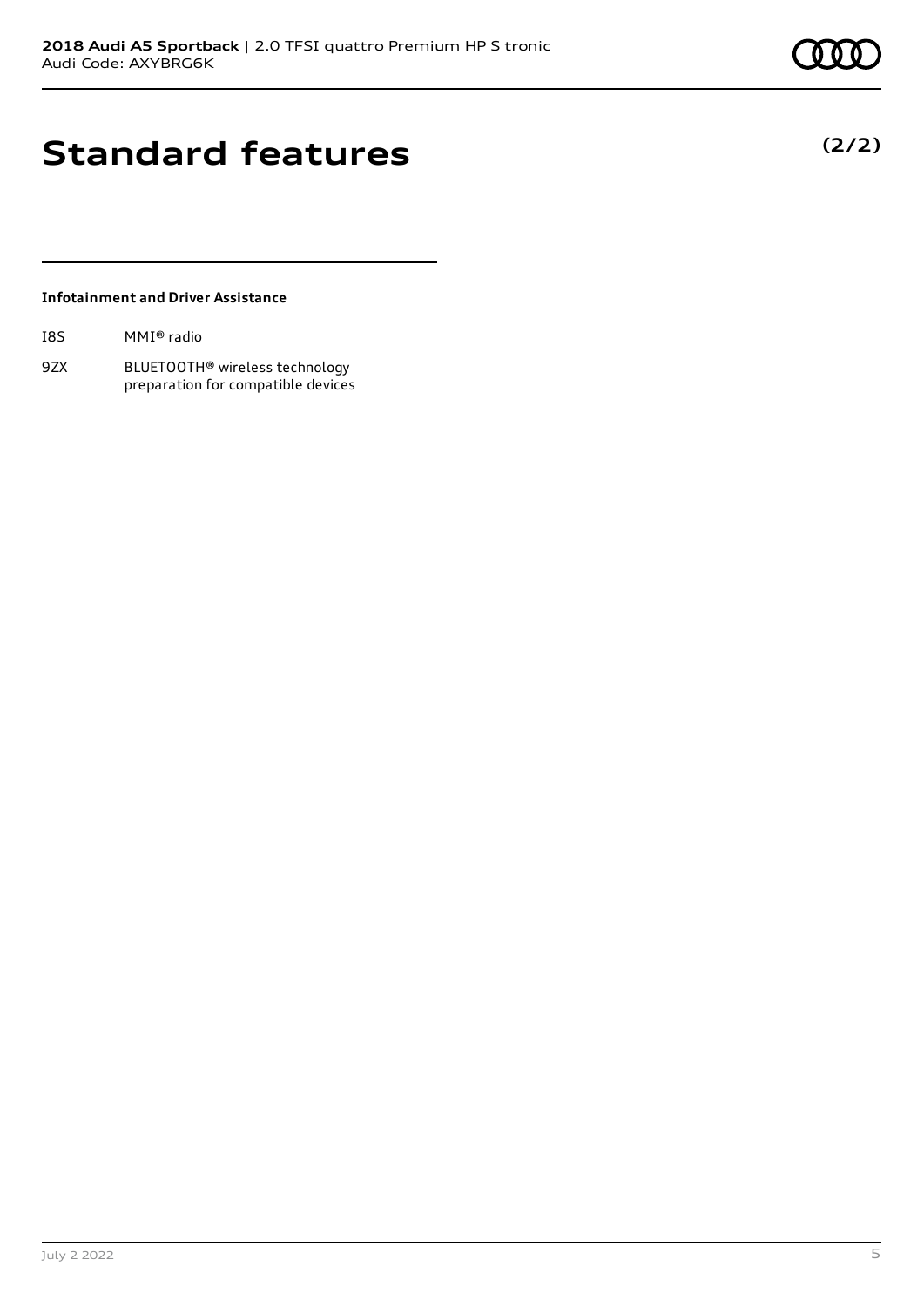# Standard features

**(2/2)**

### Infotainment and Driver Assistance

| | |
|---|---|
| I8S | MMI® radio |
| 9ZX | BLUETOOTH® wireless technology preparation for compatible devices |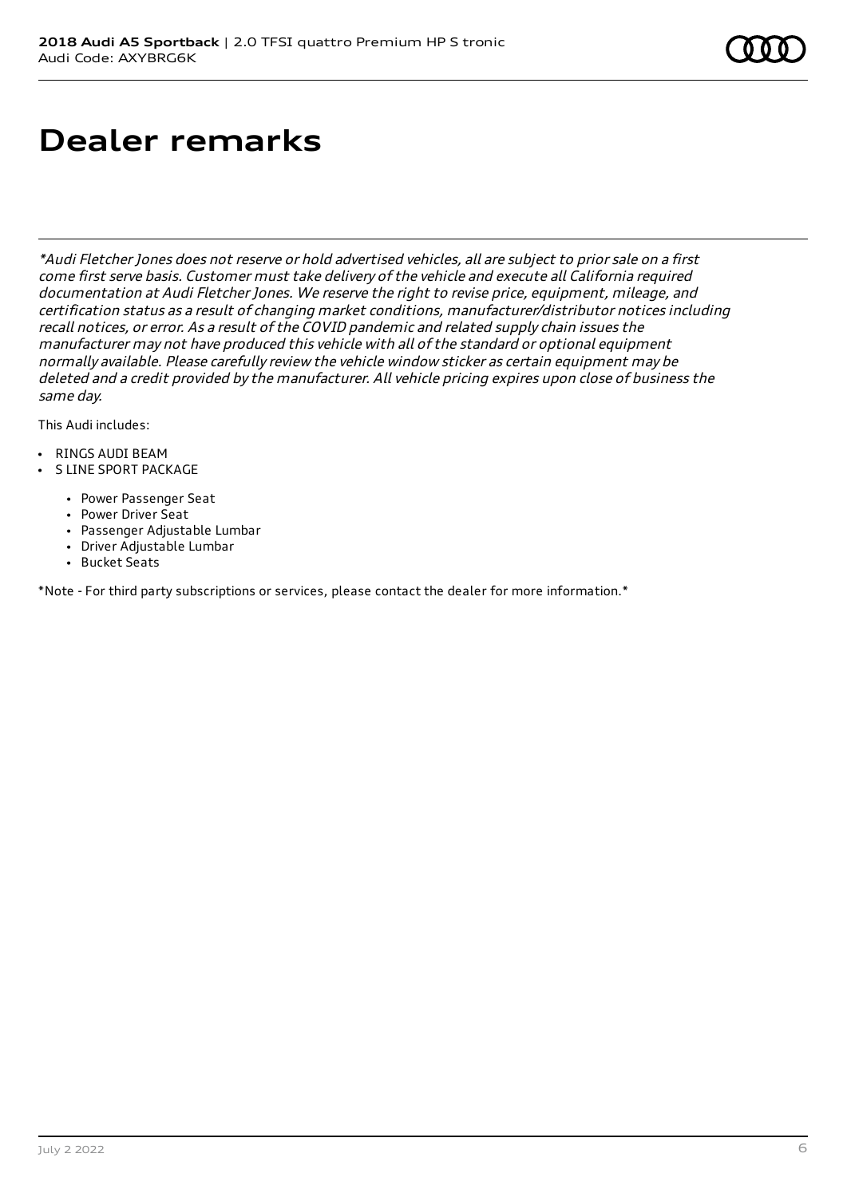# Dealer remarks

*\*Audi Fletcher Jones does not reserve or hold advertised vehicles, all are subject to prior sale on a first come first serve basis. Customer must take delivery of the vehicle and execute all California required documentation at Audi Fletcher Jones. We reserve the right to revise price, equipment, mileage, and certification status as a result of changing market conditions, manufacturer/distributor notices including recall notices, or error. As a result of the COVID pandemic and related supply chain issues the manufacturer may not have produced this vehicle with all of the standard or optional equipment normally available. Please carefully review the vehicle window sticker as certain equipment may be deleted and a credit provided by the manufacturer. All vehicle pricing expires upon close of business the same day.*

This Audi includes:

- RINGS AUDI BEAM
- S LINE SPORT PACKAGE
  - Power Passenger Seat
  - Power Driver Seat
  - Passenger Adjustable Lumbar
  - Driver Adjustable Lumbar
  - Bucket Seats

*Note - For third party subscriptions or services, please contact the dealer for more information.*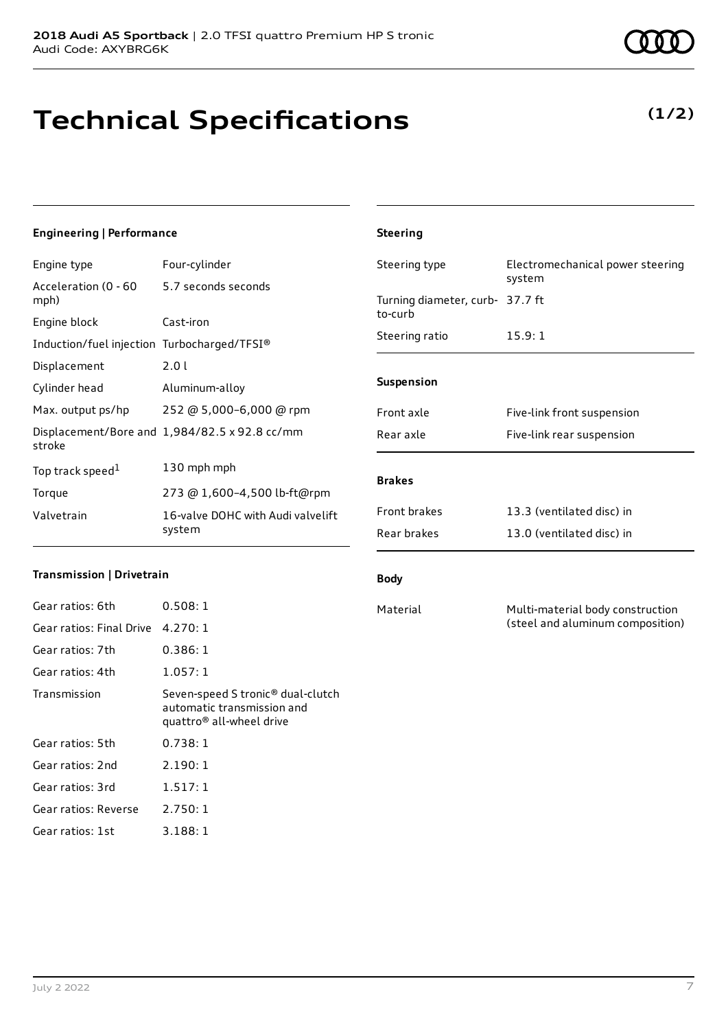# Technical Specifications

**(1/2)**

## Engineering | Performance

| | |
|---|---|
| Engine type | Four-cylinder |
| Acceleration (0 - 60 mph) | 5.7 seconds seconds |
| Engine block | Cast-iron |
| Induction/fuel injection | Turbocharged/TFSI® |
| Displacement | 2.0 l |
| Cylinder head | Aluminum-alloy |
| Max. output ps/hp | 252 @ 5,000–6,000 @ rpm |
| Displacement/Bore and stroke | 1,984/82.5 x 92.8 cc/mm |
| Top track speed[1] | 130 mph mph |
| Torque | 273 @ 1,600–4,500 lb-ft@rpm |
| Valvetrain | 16-valve DOHC with Audi valvelift system |

## Transmission | Drivetrain

| | |
|---|---|
| Gear ratios: 6th | 0.508: 1 |
| Gear ratios: Final Drive | 4.270: 1 |
| Gear ratios: 7th | 0.386: 1 |
| Gear ratios: 4th | 1.057: 1 |
| Transmission | Seven-speed S tronic® dual-clutch automatic transmission and quattro® all-wheel drive |
| Gear ratios: 5th | 0.738: 1 |
| Gear ratios: 2nd | 2.190: 1 |
| Gear ratios: 3rd | 1.517: 1 |
| Gear ratios: Reverse | 2.750: 1 |
| Gear ratios: 1st | 3.188: 1 |

## Steering

| | |
|---|---|
| Steering type | Electromechanical power steering system |
| Turning diameter, curb-to-curb | 37.7 ft |
| Steering ratio | 15.9: 1 |

## Suspension

| | |
|---|---|
| Front axle | Five-link front suspension |
| Rear axle | Five-link rear suspension |

## Brakes

| | |
|---|---|
| Front brakes | 13.3 (ventilated disc) in |
| Rear brakes | 13.0 (ventilated disc) in |

## Body

| | |
|---|---|
| Material | Multi-material body construction (steel and aluminum composition) |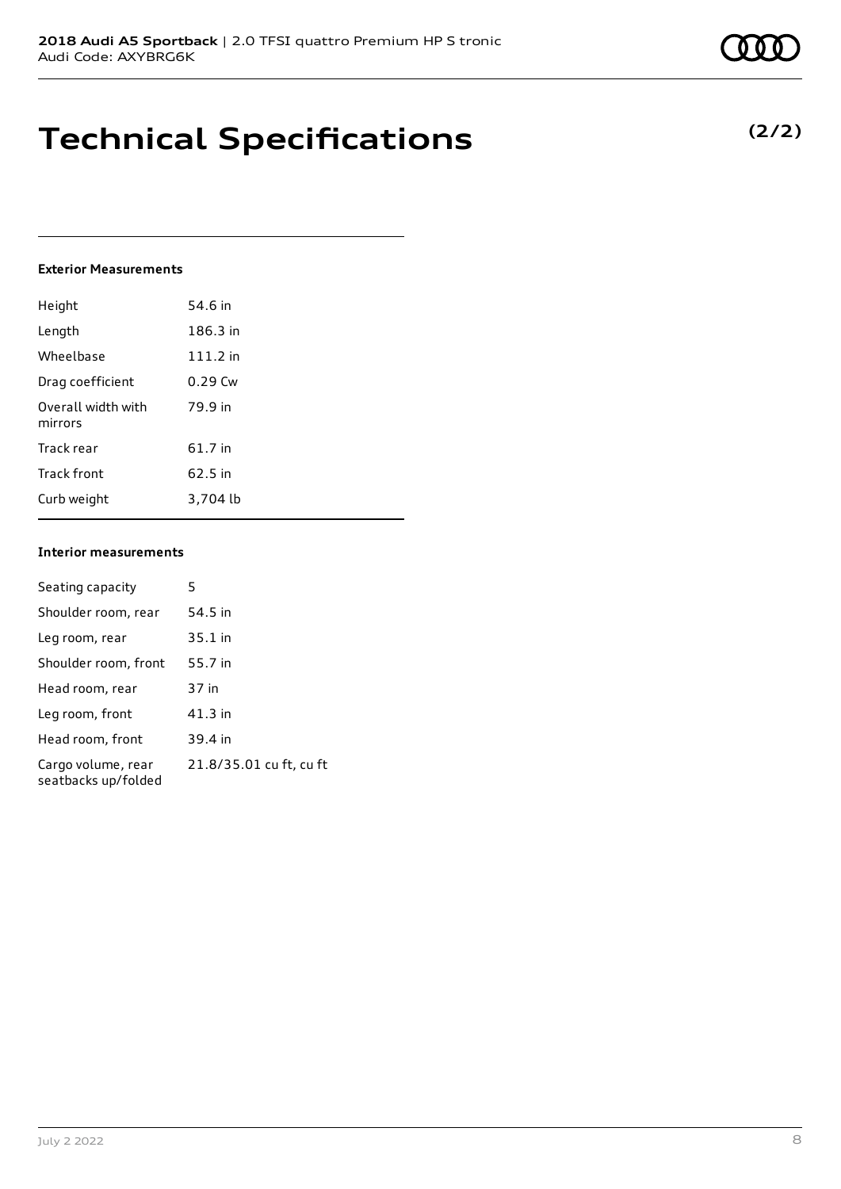# Technical Specifications

**(2/2)**

### Exterior Measurements

| | |
|---|---|
| Height | 54.6 in |
| Length | 186.3 in |
| Wheelbase | 111.2 in |
| Drag coefficient | 0.29 Cw |
| Overall width with mirrors | 79.9 in |
| Track rear | 61.7 in |
| Track front | 62.5 in |
| Curb weight | 3,704 lb |

### Interior measurements

| | |
|---|---|
| Seating capacity | 5 |
| Shoulder room, rear | 54.5 in |
| Leg room, rear | 35.1 in |
| Shoulder room, front | 55.7 in |
| Head room, rear | 37 in |
| Leg room, front | 41.3 in |
| Head room, front | 39.4 in |
| Cargo volume, rear seatbacks up/folded | 21.8/35.01 cu ft, cu ft |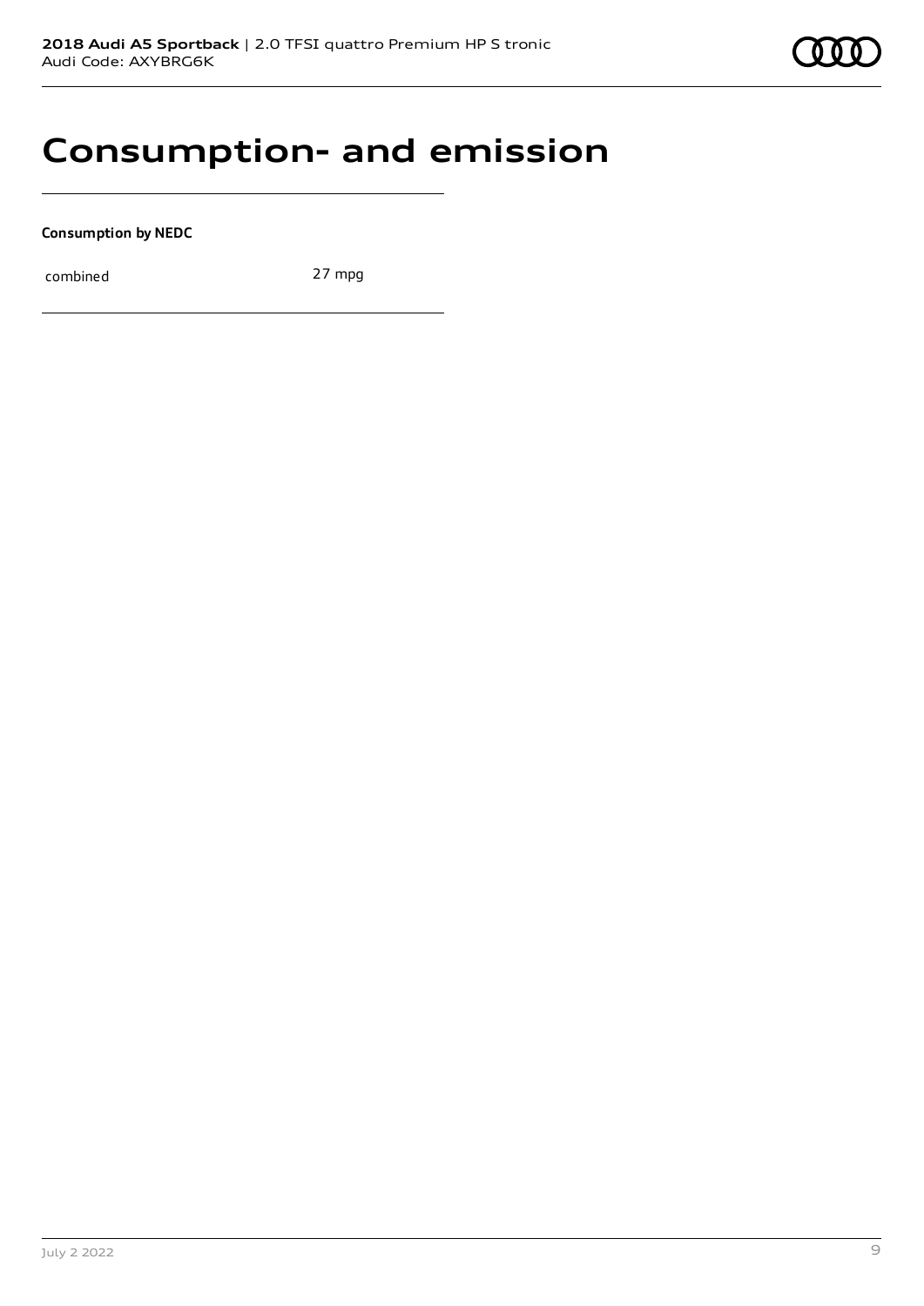# Consumption- and emission

**Consumption by NEDC**

| combined | 27 mpg |
| --- | --- |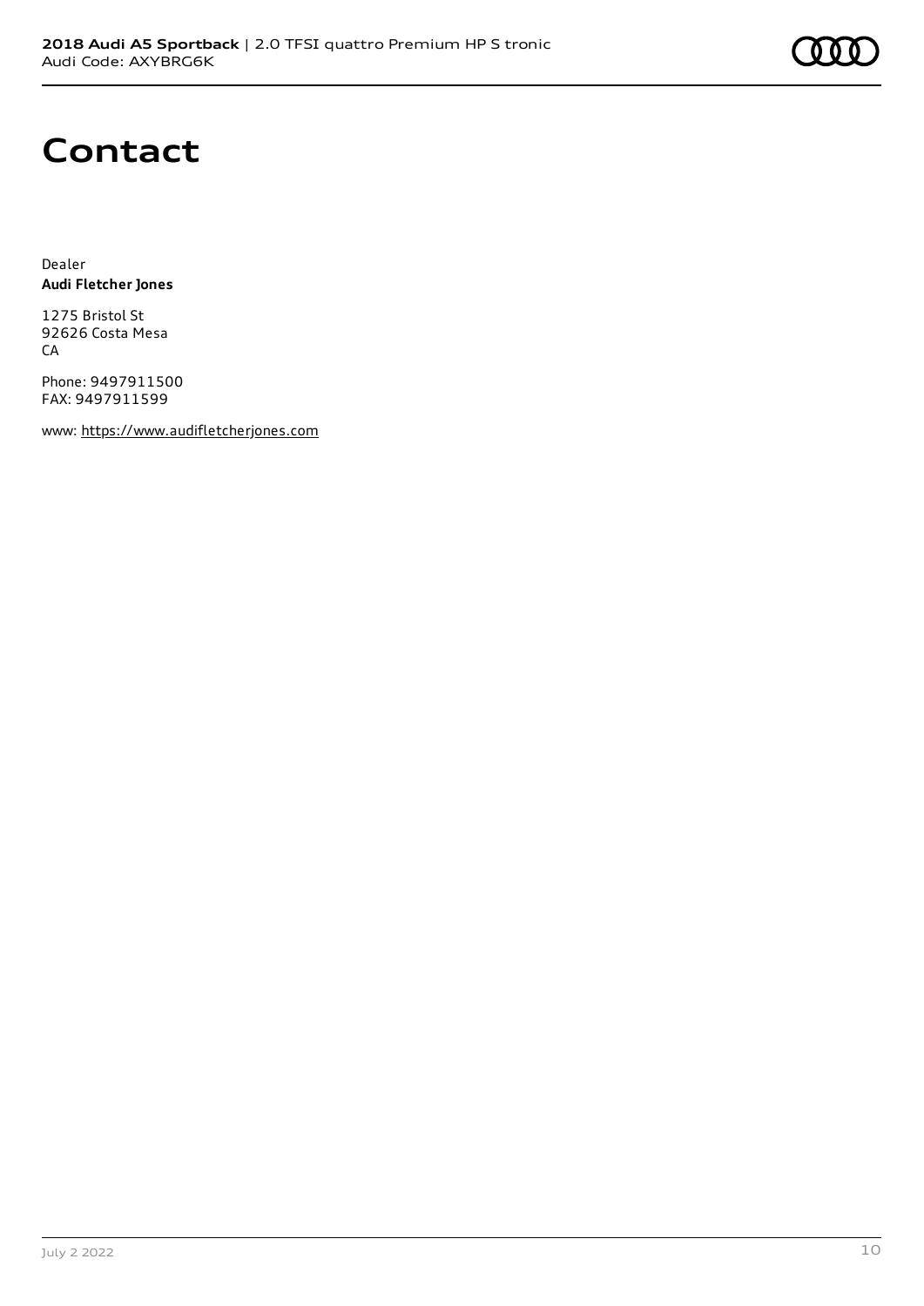# Contact

Dealer
**Audi Fletcher Jones**

1275 Bristol St
92626 Costa Mesa
CA

Phone: 9497911500
FAX: 9497911599

www: https://www.audifletcherjones.com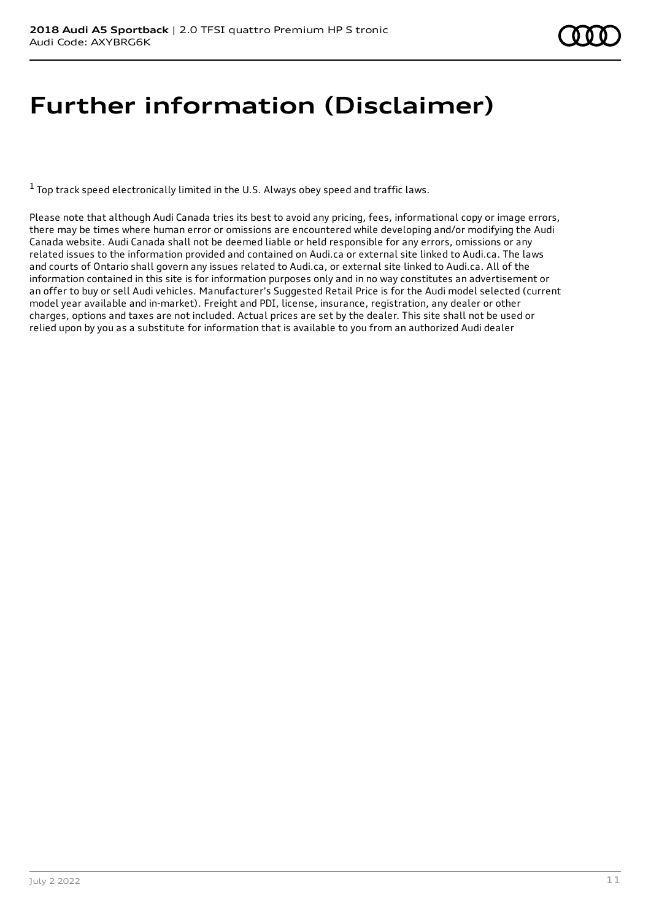# Further information (Disclaimer)

[1] Top track speed electronically limited in the U.S. Always obey speed and traffic laws.

Please note that although Audi Canada tries its best to avoid any pricing, fees, informational copy or image errors, there may be times where human error or omissions are encountered while developing and/or modifying the Audi Canada website. Audi Canada shall not be deemed liable or held responsible for any errors, omissions or any related issues to the information provided and contained on Audi.ca or external site linked to Audi.ca. The laws and courts of Ontario shall govern any issues related to Audi.ca, or external site linked to Audi.ca. All of the information contained in this site is for information purposes only and in no way constitutes an advertisement or an offer to buy or sell Audi vehicles. Manufacturer's Suggested Retail Price is for the Audi model selected (current model year available and in-market). Freight and PDI, license, insurance, registration, any dealer or other charges, options and taxes are not included. Actual prices are set by the dealer. This site shall not be used or relied upon by you as a substitute for information that is available to you from an authorized Audi dealer